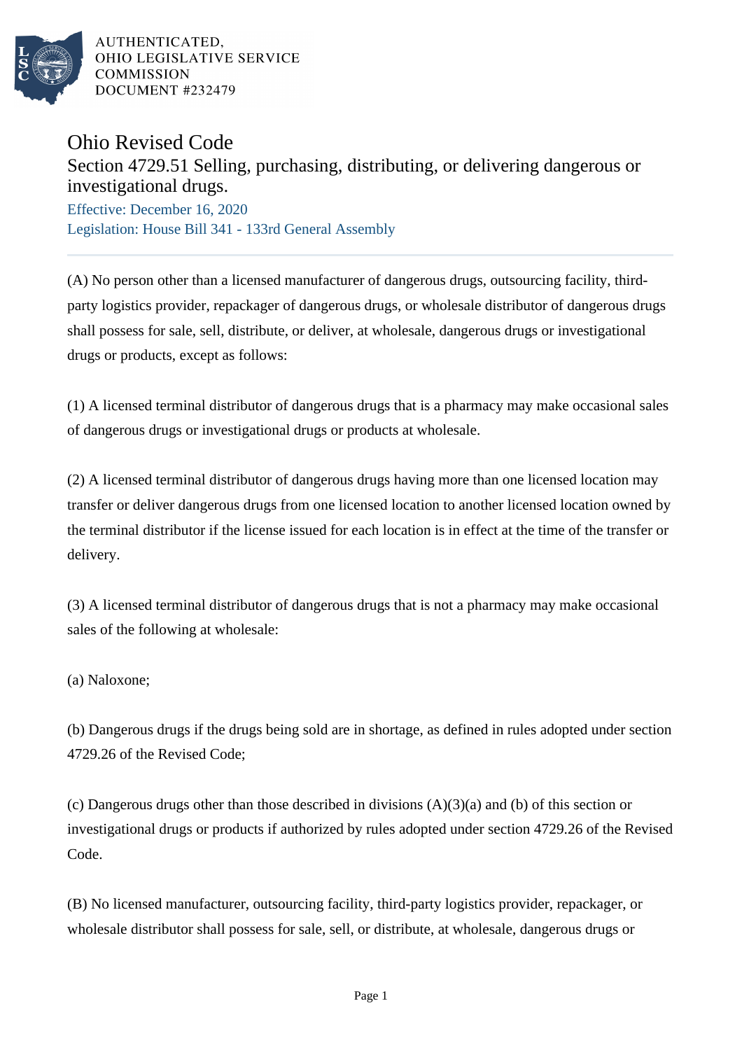AUTHENTICATED,
OHIO LEGISLATIVE SERVICE
COMMISSION
DOCUMENT #232479

# Ohio Revised Code

## Section 4729.51 Selling, purchasing, distributing, or delivering dangerous or investigational drugs.

Effective: December 16, 2020

Legislation: House Bill 341 - 133rd General Assembly

---

(A) No person other than a licensed manufacturer of dangerous drugs, outsourcing facility, third-party logistics provider, repackager of dangerous drugs, or wholesale distributor of dangerous drugs shall possess for sale, sell, distribute, or deliver, at wholesale, dangerous drugs or investigational drugs or products, except as follows:

(1) A licensed terminal distributor of dangerous drugs that is a pharmacy may make occasional sales of dangerous drugs or investigational drugs or products at wholesale.

(2) A licensed terminal distributor of dangerous drugs having more than one licensed location may transfer or deliver dangerous drugs from one licensed location to another licensed location owned by the terminal distributor if the license issued for each location is in effect at the time of the transfer or delivery.

(3) A licensed terminal distributor of dangerous drugs that is not a pharmacy may make occasional sales of the following at wholesale:

(a) Naloxone;

(b) Dangerous drugs if the drugs being sold are in shortage, as defined in rules adopted under section 4729.26 of the Revised Code;

(c) Dangerous drugs other than those described in divisions (A)(3)(a) and (b) of this section or investigational drugs or products if authorized by rules adopted under section 4729.26 of the Revised Code.

(B) No licensed manufacturer, outsourcing facility, third-party logistics provider, repackager, or wholesale distributor shall possess for sale, sell, or distribute, at wholesale, dangerous drugs or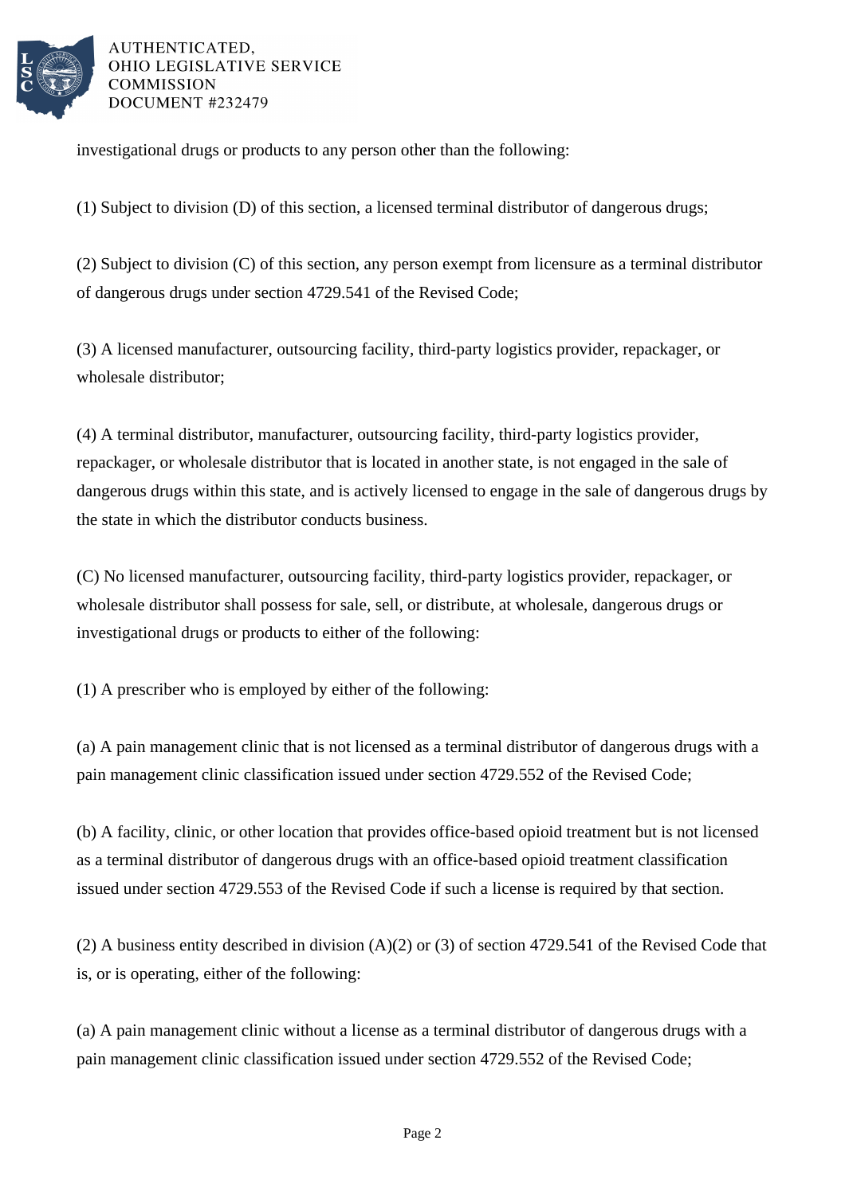investigational drugs or products to any person other than the following:

(1) Subject to division (D) of this section, a licensed terminal distributor of dangerous drugs;

(2) Subject to division (C) of this section, any person exempt from licensure as a terminal distributor of dangerous drugs under section 4729.541 of the Revised Code;

(3) A licensed manufacturer, outsourcing facility, third-party logistics provider, repackager, or wholesale distributor;

(4) A terminal distributor, manufacturer, outsourcing facility, third-party logistics provider, repackager, or wholesale distributor that is located in another state, is not engaged in the sale of dangerous drugs within this state, and is actively licensed to engage in the sale of dangerous drugs by the state in which the distributor conducts business.

(C) No licensed manufacturer, outsourcing facility, third-party logistics provider, repackager, or wholesale distributor shall possess for sale, sell, or distribute, at wholesale, dangerous drugs or investigational drugs or products to either of the following:

(1) A prescriber who is employed by either of the following:

(a) A pain management clinic that is not licensed as a terminal distributor of dangerous drugs with a pain management clinic classification issued under section 4729.552 of the Revised Code;

(b) A facility, clinic, or other location that provides office-based opioid treatment but is not licensed as a terminal distributor of dangerous drugs with an office-based opioid treatment classification issued under section 4729.553 of the Revised Code if such a license is required by that section.

(2) A business entity described in division (A)(2) or (3) of section 4729.541 of the Revised Code that is, or is operating, either of the following:

(a) A pain management clinic without a license as a terminal distributor of dangerous drugs with a pain management clinic classification issued under section 4729.552 of the Revised Code;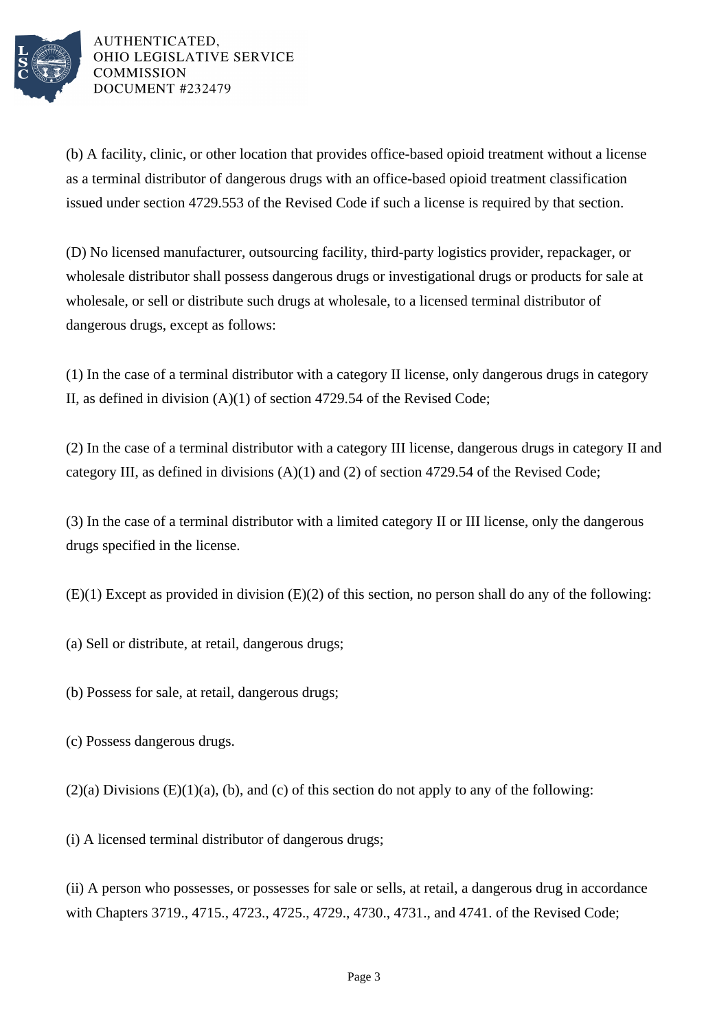(b) A facility, clinic, or other location that provides office-based opioid treatment without a license as a terminal distributor of dangerous drugs with an office-based opioid treatment classification issued under section 4729.553 of the Revised Code if such a license is required by that section.

(D) No licensed manufacturer, outsourcing facility, third-party logistics provider, repackager, or wholesale distributor shall possess dangerous drugs or investigational drugs or products for sale at wholesale, or sell or distribute such drugs at wholesale, to a licensed terminal distributor of dangerous drugs, except as follows:

(1) In the case of a terminal distributor with a category II license, only dangerous drugs in category II, as defined in division (A)(1) of section 4729.54 of the Revised Code;

(2) In the case of a terminal distributor with a category III license, dangerous drugs in category II and category III, as defined in divisions (A)(1) and (2) of section 4729.54 of the Revised Code;

(3) In the case of a terminal distributor with a limited category II or III license, only the dangerous drugs specified in the license.

(E)(1) Except as provided in division (E)(2) of this section, no person shall do any of the following:

(a) Sell or distribute, at retail, dangerous drugs;

(b) Possess for sale, at retail, dangerous drugs;

(c) Possess dangerous drugs.

(2)(a) Divisions (E)(1)(a), (b), and (c) of this section do not apply to any of the following:

(i) A licensed terminal distributor of dangerous drugs;

(ii) A person who possesses, or possesses for sale or sells, at retail, a dangerous drug in accordance with Chapters 3719., 4715., 4723., 4725., 4729., 4730., 4731., and 4741. of the Revised Code;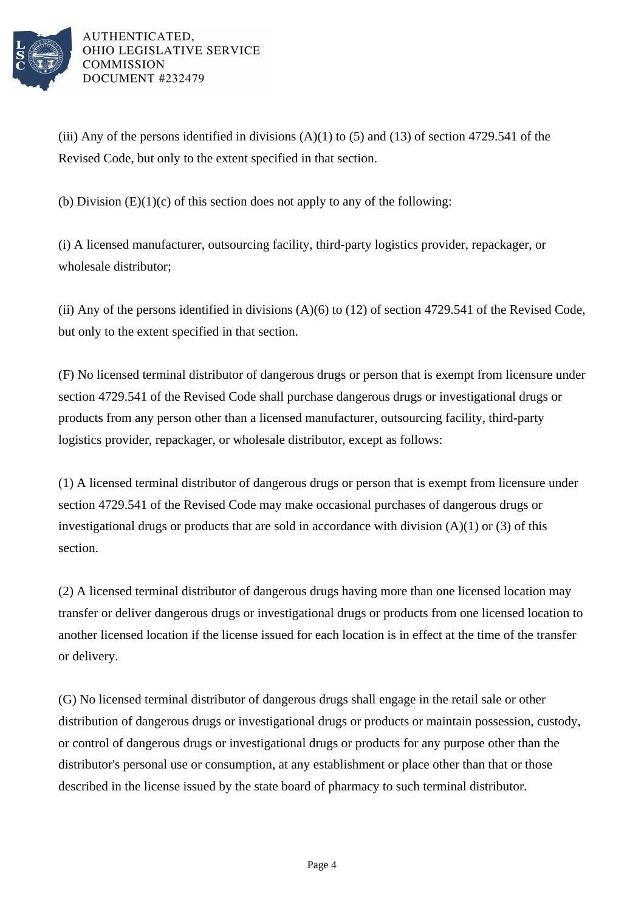(iii) Any of the persons identified in divisions (A)(1) to (5) and (13) of section 4729.541 of the Revised Code, but only to the extent specified in that section.

(b) Division (E)(1)(c) of this section does not apply to any of the following:

(i) A licensed manufacturer, outsourcing facility, third-party logistics provider, repackager, or wholesale distributor;

(ii) Any of the persons identified in divisions (A)(6) to (12) of section 4729.541 of the Revised Code, but only to the extent specified in that section.

(F) No licensed terminal distributor of dangerous drugs or person that is exempt from licensure under section 4729.541 of the Revised Code shall purchase dangerous drugs or investigational drugs or products from any person other than a licensed manufacturer, outsourcing facility, third-party logistics provider, repackager, or wholesale distributor, except as follows:

(1) A licensed terminal distributor of dangerous drugs or person that is exempt from licensure under section 4729.541 of the Revised Code may make occasional purchases of dangerous drugs or investigational drugs or products that are sold in accordance with division (A)(1) or (3) of this section.

(2) A licensed terminal distributor of dangerous drugs having more than one licensed location may transfer or deliver dangerous drugs or investigational drugs or products from one licensed location to another licensed location if the license issued for each location is in effect at the time of the transfer or delivery.

(G) No licensed terminal distributor of dangerous drugs shall engage in the retail sale or other distribution of dangerous drugs or investigational drugs or products or maintain possession, custody, or control of dangerous drugs or investigational drugs or products for any purpose other than the distributor's personal use or consumption, at any establishment or place other than that or those described in the license issued by the state board of pharmacy to such terminal distributor.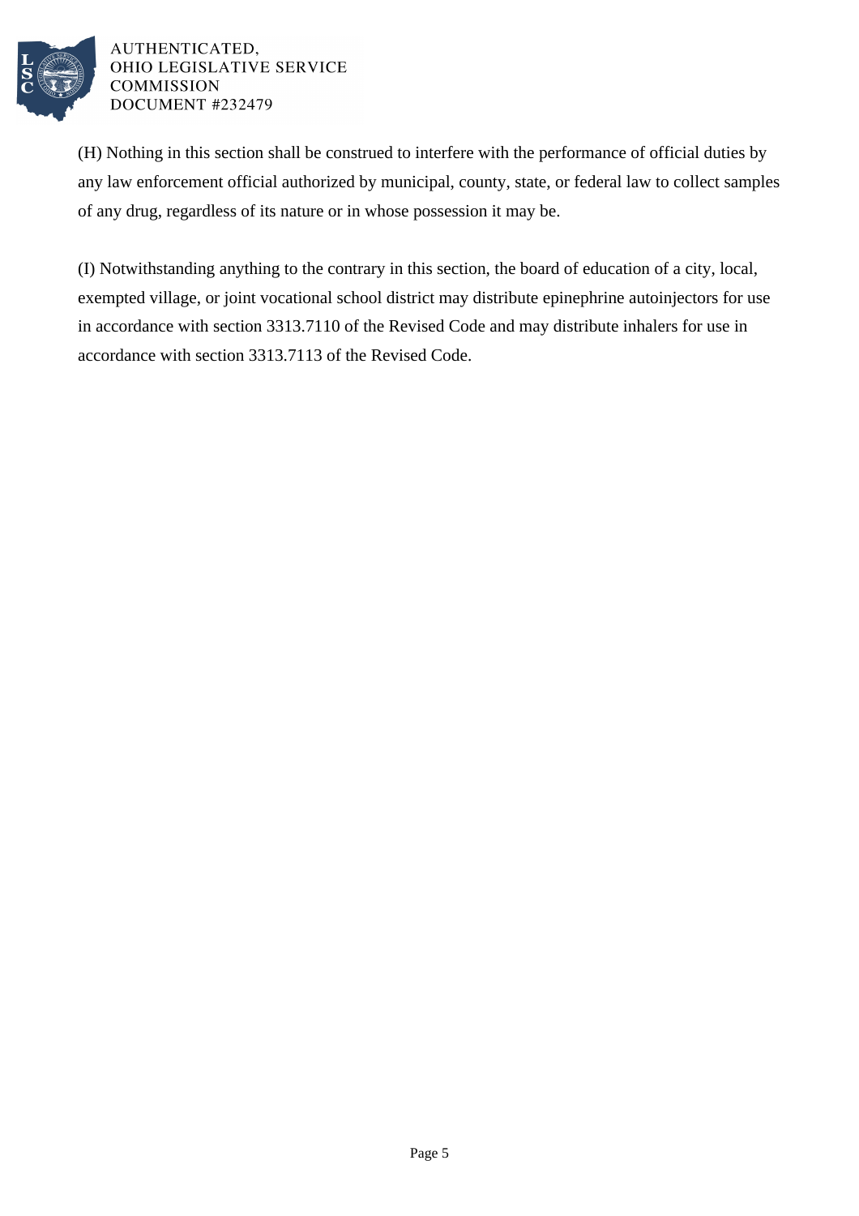(H) Nothing in this section shall be construed to interfere with the performance of official duties by any law enforcement official authorized by municipal, county, state, or federal law to collect samples of any drug, regardless of its nature or in whose possession it may be.

(I) Notwithstanding anything to the contrary in this section, the board of education of a city, local, exempted village, or joint vocational school district may distribute epinephrine autoinjectors for use in accordance with section 3313.7110 of the Revised Code and may distribute inhalers for use in accordance with section 3313.7113 of the Revised Code.